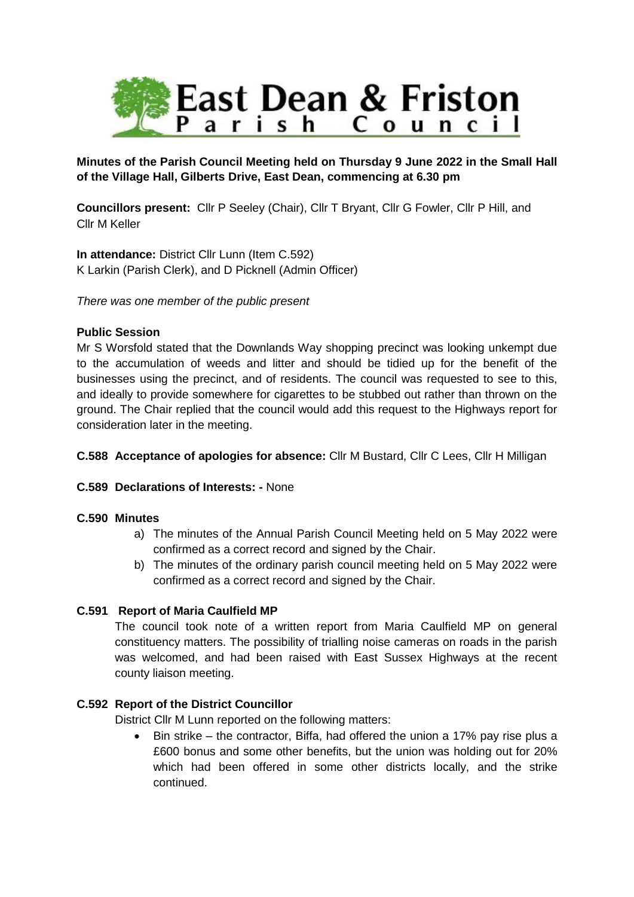# East Dean & Friston Parish Council

**Minutes of the Parish Council Meeting held on Thursday 9 June 2022 in the Small Hall of the Village Hall, Gilberts Drive, East Dean, commencing at 6.30 pm**

**Councillors present:** Cllr P Seeley (Chair), Cllr T Bryant, Cllr G Fowler, Cllr P Hill, and Cllr M Keller

**In attendance:** District Cllr Lunn (Item C.592)
K Larkin (Parish Clerk), and D Picknell (Admin Officer)

*There was one member of the public present*

**Public Session**

Mr S Worsfold stated that the Downlands Way shopping precinct was looking unkempt due to the accumulation of weeds and litter and should be tidied up for the benefit of the businesses using the precinct, and of residents. The council was requested to see to this, and ideally to provide somewhere for cigarettes to be stubbed out rather than thrown on the ground. The Chair replied that the council would add this request to the Highways report for consideration later in the meeting.

**C.588 Acceptance of apologies for absence:** Cllr M Bustard, Cllr C Lees, Cllr H Milligan

**C.589 Declarations of Interests: -** None

**C.590 Minutes**

a) The minutes of the Annual Parish Council Meeting held on 5 May 2022 were confirmed as a correct record and signed by the Chair.
b) The minutes of the ordinary parish council meeting held on 5 May 2022 were confirmed as a correct record and signed by the Chair.

**C.591 Report of Maria Caulfield MP**

The council took note of a written report from Maria Caulfield MP on general constituency matters. The possibility of trialling noise cameras on roads in the parish was welcomed, and had been raised with East Sussex Highways at the recent county liaison meeting.

**C.592 Report of the District Councillor**

District Cllr M Lunn reported on the following matters:

- Bin strike – the contractor, Biffa, had offered the union a 17% pay rise plus a £600 bonus and some other benefits, but the union was holding out for 20% which had been offered in some other districts locally, and the strike continued.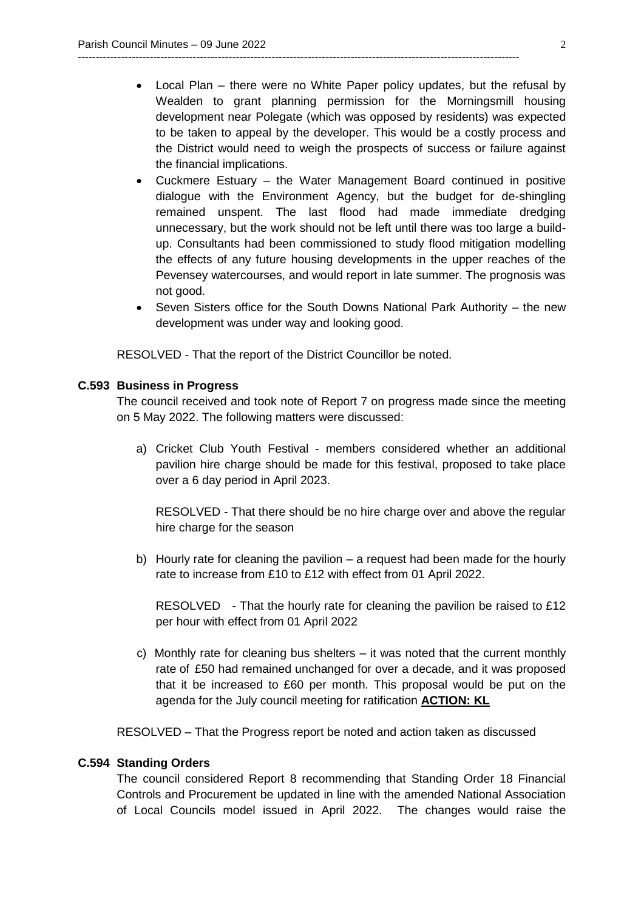- Local Plan – there were no White Paper policy updates, but the refusal by Wealden to grant planning permission for the Morningsmill housing development near Polegate (which was opposed by residents) was expected to be taken to appeal by the developer. This would be a costly process and the District would need to weigh the prospects of success or failure against the financial implications.
- Cuckmere Estuary – the Water Management Board continued in positive dialogue with the Environment Agency, but the budget for de-shingling remained unspent. The last flood had made immediate dredging unnecessary, but the work should not be left until there was too large a build-up. Consultants had been commissioned to study flood mitigation modelling the effects of any future housing developments in the upper reaches of the Pevensey watercourses, and would report in late summer. The prognosis was not good.
- Seven Sisters office for the South Downs National Park Authority – the new development was under way and looking good.

RESOLVED - That the report of the District Councillor be noted.

**C.593 Business in Progress**

The council received and took note of Report 7 on progress made since the meeting on 5 May 2022. The following matters were discussed:

a) Cricket Club Youth Festival - members considered whether an additional pavilion hire charge should be made for this festival, proposed to take place over a 6 day period in April 2023.

RESOLVED - That there should be no hire charge over and above the regular hire charge for the season

b) Hourly rate for cleaning the pavilion – a request had been made for the hourly rate to increase from £10 to £12 with effect from 01 April 2022.

RESOLVED - That the hourly rate for cleaning the pavilion be raised to £12 per hour with effect from 01 April 2022

c) Monthly rate for cleaning bus shelters – it was noted that the current monthly rate of £50 had remained unchanged for over a decade, and it was proposed that it be increased to £60 per month. This proposal would be put on the agenda for the July council meeting for ratification **ACTION: KL**

RESOLVED – That the Progress report be noted and action taken as discussed

**C.594 Standing Orders**

The council considered Report 8 recommending that Standing Order 18 Financial Controls and Procurement be updated in line with the amended National Association of Local Councils model issued in April 2022. The changes would raise the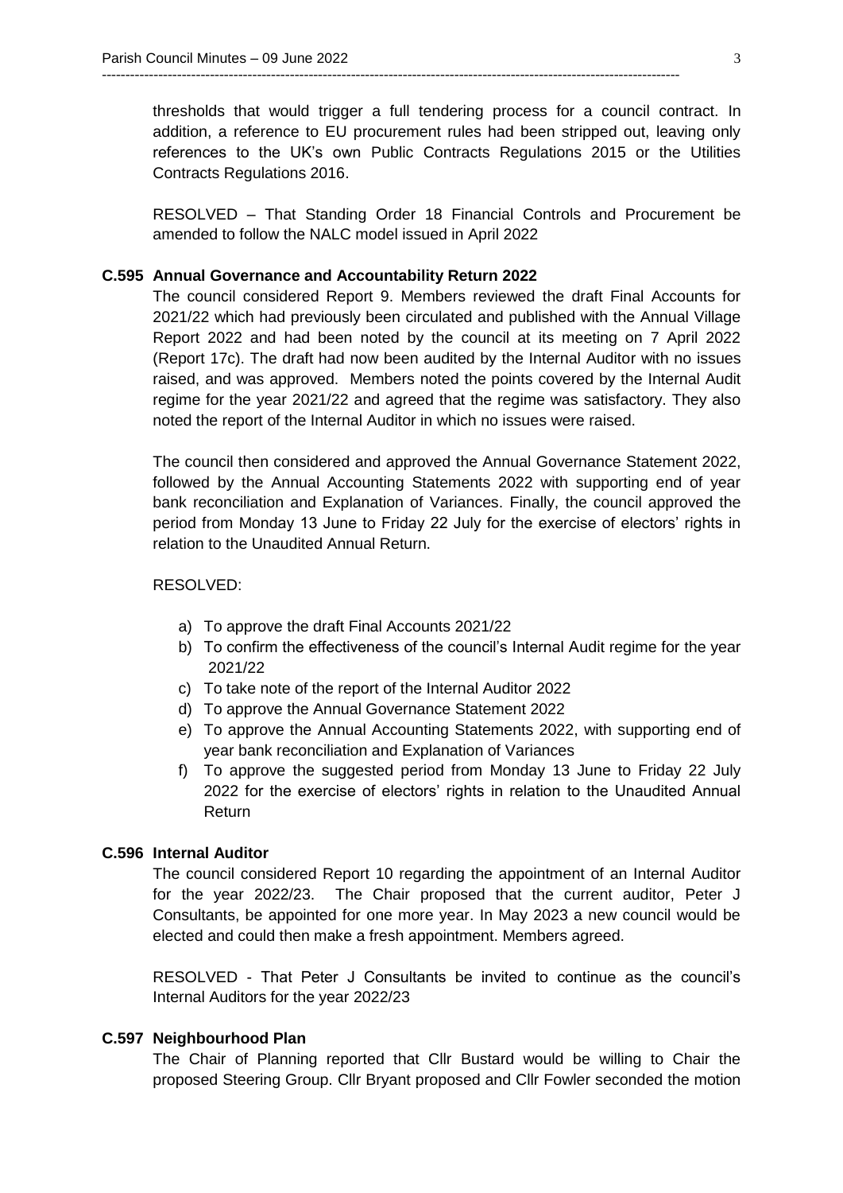thresholds that would trigger a full tendering process for a council contract. In addition, a reference to EU procurement rules had been stripped out, leaving only references to the UK's own Public Contracts Regulations 2015 or the Utilities Contracts Regulations 2016.

RESOLVED – That Standing Order 18 Financial Controls and Procurement be amended to follow the NALC model issued in April 2022

### C.595 Annual Governance and Accountability Return 2022

The council considered Report 9. Members reviewed the draft Final Accounts for 2021/22 which had previously been circulated and published with the Annual Village Report 2022 and had been noted by the council at its meeting on 7 April 2022 (Report 17c). The draft had now been audited by the Internal Auditor with no issues raised, and was approved. Members noted the points covered by the Internal Audit regime for the year 2021/22 and agreed that the regime was satisfactory. They also noted the report of the Internal Auditor in which no issues were raised.

The council then considered and approved the Annual Governance Statement 2022, followed by the Annual Accounting Statements 2022 with supporting end of year bank reconciliation and Explanation of Variances. Finally, the council approved the period from Monday 13 June to Friday 22 July for the exercise of electors' rights in relation to the Unaudited Annual Return.

RESOLVED:

a) To approve the draft Final Accounts 2021/22
b) To confirm the effectiveness of the council's Internal Audit regime for the year 2021/22
c) To take note of the report of the Internal Auditor 2022
d) To approve the Annual Governance Statement 2022
e) To approve the Annual Accounting Statements 2022, with supporting end of year bank reconciliation and Explanation of Variances
f) To approve the suggested period from Monday 13 June to Friday 22 July 2022 for the exercise of electors' rights in relation to the Unaudited Annual Return

### C.596 Internal Auditor

The council considered Report 10 regarding the appointment of an Internal Auditor for the year 2022/23. The Chair proposed that the current auditor, Peter J Consultants, be appointed for one more year. In May 2023 a new council would be elected and could then make a fresh appointment. Members agreed.

RESOLVED - That Peter J Consultants be invited to continue as the council's Internal Auditors for the year 2022/23

### C.597 Neighbourhood Plan

The Chair of Planning reported that Cllr Bustard would be willing to Chair the proposed Steering Group. Cllr Bryant proposed and Cllr Fowler seconded the motion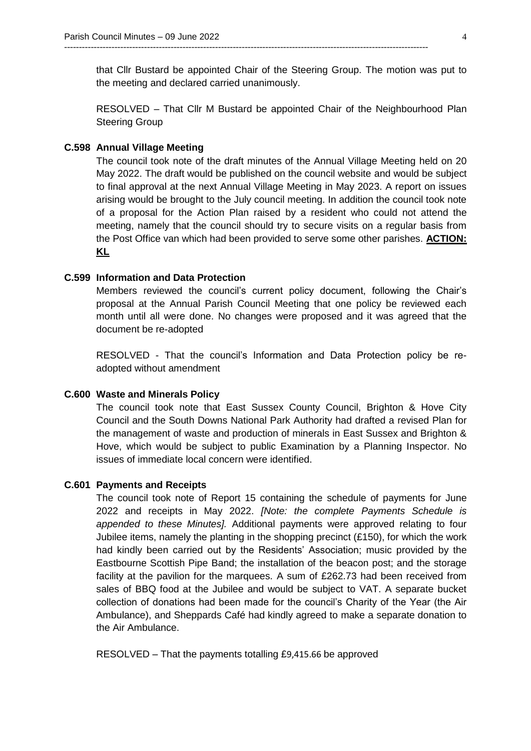that Cllr Bustard be appointed Chair of the Steering Group. The motion was put to the meeting and declared carried unanimously.

RESOLVED – That Cllr M Bustard be appointed Chair of the Neighbourhood Plan Steering Group

### C.598 Annual Village Meeting

The council took note of the draft minutes of the Annual Village Meeting held on 20 May 2022. The draft would be published on the council website and would be subject to final approval at the next Annual Village Meeting in May 2023. A report on issues arising would be brought to the July council meeting. In addition the council took note of a proposal for the Action Plan raised by a resident who could not attend the meeting, namely that the council should try to secure visits on a regular basis from the Post Office van which had been provided to serve some other parishes. **ACTION: KL**

### C.599 Information and Data Protection

Members reviewed the council's current policy document, following the Chair's proposal at the Annual Parish Council Meeting that one policy be reviewed each month until all were done. No changes were proposed and it was agreed that the document be re-adopted

RESOLVED - That the council's Information and Data Protection policy be re-adopted without amendment

### C.600 Waste and Minerals Policy

The council took note that East Sussex County Council, Brighton & Hove City Council and the South Downs National Park Authority had drafted a revised Plan for the management of waste and production of minerals in East Sussex and Brighton & Hove, which would be subject to public Examination by a Planning Inspector. No issues of immediate local concern were identified.

### C.601 Payments and Receipts

The council took note of Report 15 containing the schedule of payments for June 2022 and receipts in May 2022. *[Note: the complete Payments Schedule is appended to these Minutes].* Additional payments were approved relating to four Jubilee items, namely the planting in the shopping precinct (£150), for which the work had kindly been carried out by the Residents' Association; music provided by the Eastbourne Scottish Pipe Band; the installation of the beacon post; and the storage facility at the pavilion for the marquees. A sum of £262.73 had been received from sales of BBQ food at the Jubilee and would be subject to VAT. A separate bucket collection of donations had been made for the council's Charity of the Year (the Air Ambulance), and Sheppards Café had kindly agreed to make a separate donation to the Air Ambulance.

RESOLVED – That the payments totalling £9,415.66 be approved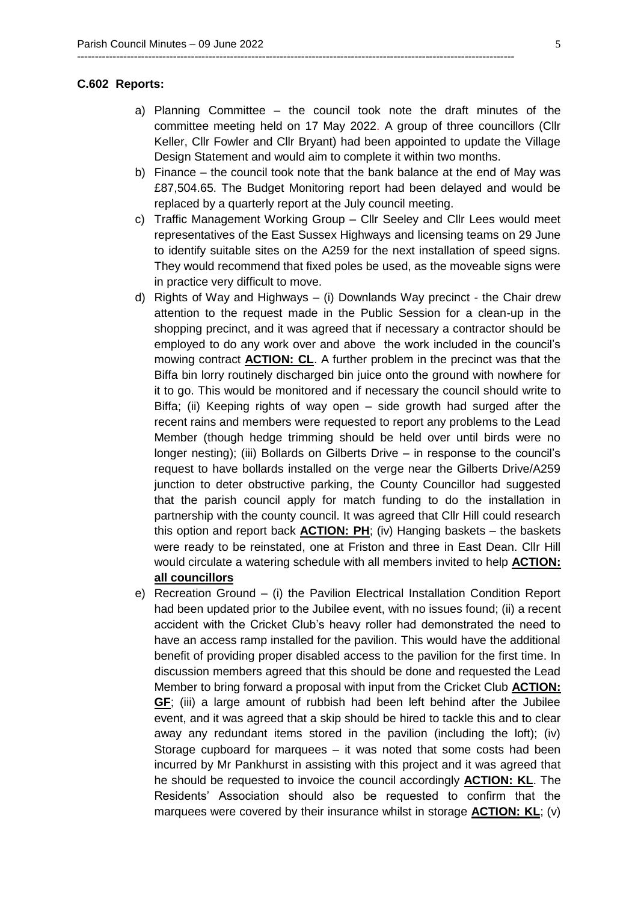**C.602 Reports:**

a) Planning Committee – the council took note the draft minutes of the committee meeting held on 17 May 2022. A group of three councillors (Cllr Keller, Cllr Fowler and Cllr Bryant) had been appointed to update the Village Design Statement and would aim to complete it within two months.

b) Finance – the council took note that the bank balance at the end of May was £87,504.65. The Budget Monitoring report had been delayed and would be replaced by a quarterly report at the July council meeting.

c) Traffic Management Working Group – Cllr Seeley and Cllr Lees would meet representatives of the East Sussex Highways and licensing teams on 29 June to identify suitable sites on the A259 for the next installation of speed signs. They would recommend that fixed poles be used, as the moveable signs were in practice very difficult to move.

d) Rights of Way and Highways – (i) Downlands Way precinct - the Chair drew attention to the request made in the Public Session for a clean-up in the shopping precinct, and it was agreed that if necessary a contractor should be employed to do any work over and above the work included in the council's mowing contract **ACTION: CL**. A further problem in the precinct was that the Biffa bin lorry routinely discharged bin juice onto the ground with nowhere for it to go. This would be monitored and if necessary the council should write to Biffa; (ii) Keeping rights of way open – side growth had surged after the recent rains and members were requested to report any problems to the Lead Member (though hedge trimming should be held over until birds were no longer nesting); (iii) Bollards on Gilberts Drive – in response to the council's request to have bollards installed on the verge near the Gilberts Drive/A259 junction to deter obstructive parking, the County Councillor had suggested that the parish council apply for match funding to do the installation in partnership with the county council. It was agreed that Cllr Hill could research this option and report back **ACTION: PH**; (iv) Hanging baskets – the baskets were ready to be reinstated, one at Friston and three in East Dean. Cllr Hill would circulate a watering schedule with all members invited to help **ACTION: all councillors**

e) Recreation Ground – (i) the Pavilion Electrical Installation Condition Report had been updated prior to the Jubilee event, with no issues found; (ii) a recent accident with the Cricket Club's heavy roller had demonstrated the need to have an access ramp installed for the pavilion. This would have the additional benefit of providing proper disabled access to the pavilion for the first time. In discussion members agreed that this should be done and requested the Lead Member to bring forward a proposal with input from the Cricket Club **ACTION: GF**; (iii) a large amount of rubbish had been left behind after the Jubilee event, and it was agreed that a skip should be hired to tackle this and to clear away any redundant items stored in the pavilion (including the loft); (iv) Storage cupboard for marquees – it was noted that some costs had been incurred by Mr Pankhurst in assisting with this project and it was agreed that he should be requested to invoice the council accordingly **ACTION: KL**. The Residents' Association should also be requested to confirm that the marquees were covered by their insurance whilst in storage **ACTION: KL**; (v)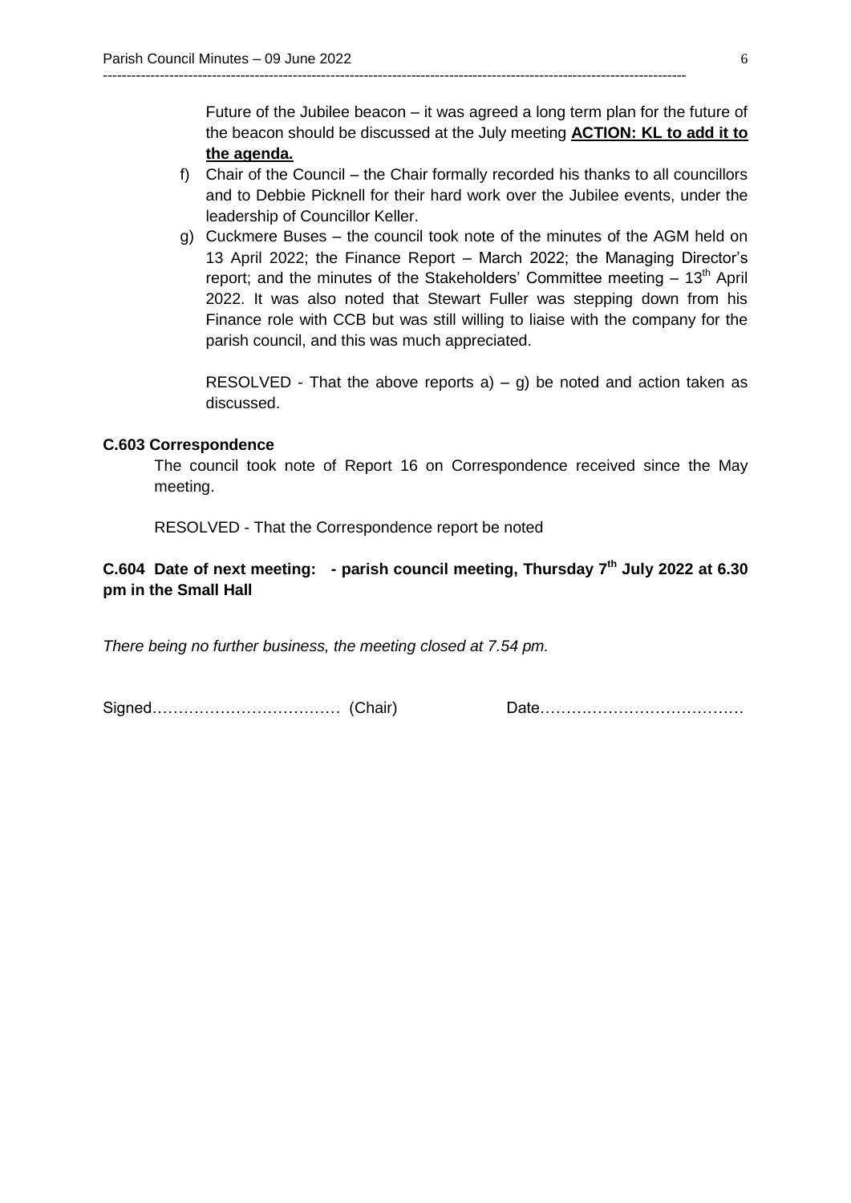Future of the Jubilee beacon – it was agreed a long term plan for the future of the beacon should be discussed at the July meeting **ACTION: KL to add it to the agenda.**

f) Chair of the Council – the Chair formally recorded his thanks to all councillors and to Debbie Picknell for their hard work over the Jubilee events, under the leadership of Councillor Keller.

g) Cuckmere Buses – the council took note of the minutes of the AGM held on 13 April 2022; the Finance Report – March 2022; the Managing Director's report; and the minutes of the Stakeholders' Committee meeting – 13th April 2022. It was also noted that Stewart Fuller was stepping down from his Finance role with CCB but was still willing to liaise with the company for the parish council, and this was much appreciated.

RESOLVED - That the above reports a) – g) be noted and action taken as discussed.

**C.603 Correspondence**

The council took note of Report 16 on Correspondence received since the May meeting.

RESOLVED - That the Correspondence report be noted

**C.604 Date of next meeting: - parish council meeting, Thursday 7th July 2022 at 6.30 pm in the Small Hall**

*There being no further business, the meeting closed at 7.54 pm.*

Signed……………………………… (Chair) Date…………………………………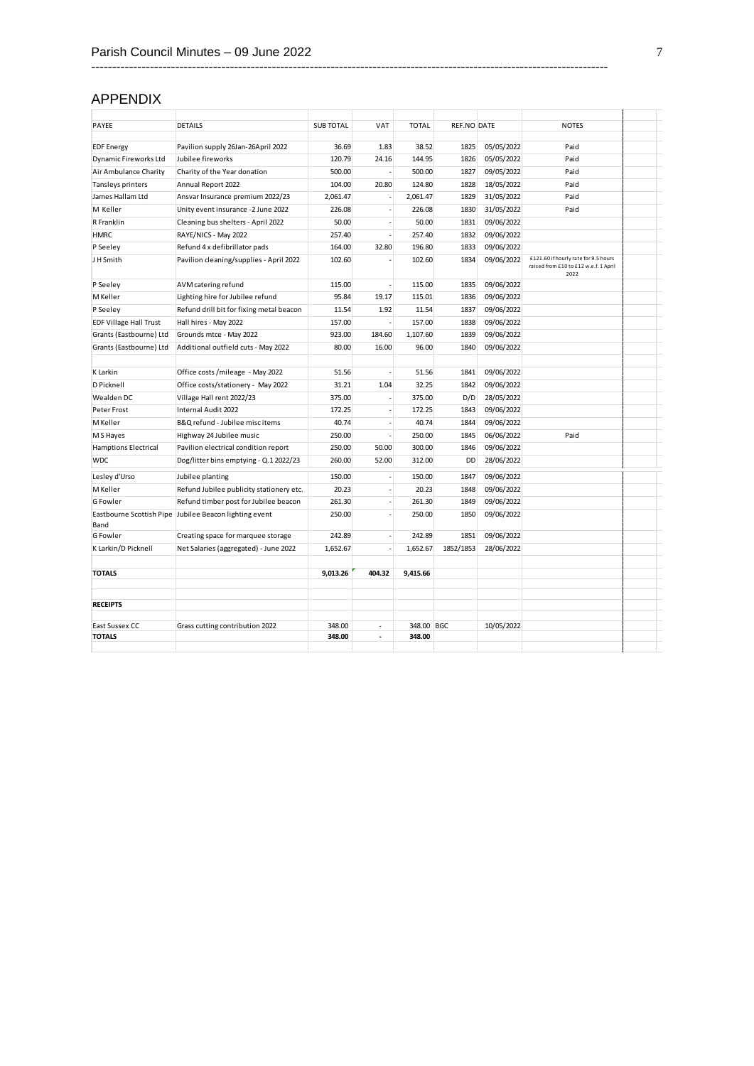## APPENDIX

| PAYEE | DETAILS | SUB TOTAL | VAT | TOTAL | REF.NO | DATE | NOTES |
|---|---|---|---|---|---|---|---|
| EDF Energy | Pavilion supply 26Jan-26April 2022 | 36.69 | 1.83 | 38.52 | 1825 | 05/05/2022 | Paid |
| Dynamic Fireworks Ltd | Jubilee fireworks | 120.79 | 24.16 | 144.95 | 1826 | 05/05/2022 | Paid |
| Air Ambulance Charity | Charity of the Year donation | 500.00 | - | 500.00 | 1827 | 09/05/2022 | Paid |
| Tansleys printers | Annual Report 2022 | 104.00 | 20.80 | 124.80 | 1828 | 18/05/2022 | Paid |
| James Hallam Ltd | Ansvar Insurance premium 2022/23 | 2,061.47 | - | 2,061.47 | 1829 | 31/05/2022 | Paid |
| M Keller | Unity event insurance -2 June 2022 | 226.08 | - | 226.08 | 1830 | 31/05/2022 | Paid |
| R Franklin | Cleaning bus shelters - April 2022 | 50.00 | - | 50.00 | 1831 | 09/06/2022 | |
| HMRC | RAYE/NICS - May 2022 | 257.40 | - | 257.40 | 1832 | 09/06/2022 | |
| P Seeley | Refund 4 x defibrillator pads | 164.00 | 32.80 | 196.80 | 1833 | 09/06/2022 | |
| J H Smith | Pavilion cleaning/supplies - April 2022 | 102.60 | - | 102.60 | 1834 | 09/06/2022 | £121.60 if hourly rate for 9.5 hours raised from £10 to £12 w.e.f. 1 April 2022 |
| P Seeley | AVM catering refund | 115.00 | - | 115.00 | 1835 | 09/06/2022 | |
| M Keller | Lighting hire for Jubilee refund | 95.84 | 19.17 | 115.01 | 1836 | 09/06/2022 | |
| P Seeley | Refund drill bit for fixing metal beacon | 11.54 | 1.92 | 11.54 | 1837 | 09/06/2022 | |
| EDF Village Hall Trust | Hall hires - May 2022 | 157.00 | - | 157.00 | 1838 | 09/06/2022 | |
| Grants (Eastbourne) Ltd | Grounds mtce - May 2022 | 923.00 | 184.60 | 1,107.60 | 1839 | 09/06/2022 | |
| Grants (Eastbourne) Ltd | Additional outfield cuts - May 2022 | 80.00 | 16.00 | 96.00 | 1840 | 09/06/2022 | |
| | | | | | | | |
| K Larkin | Office costs /mileage - May 2022 | 51.56 | - | 51.56 | 1841 | 09/06/2022 | |
| D Picknell | Office costs/stationery - May 2022 | 31.21 | 1.04 | 32.25 | 1842 | 09/06/2022 | |
| Wealden DC | Village Hall rent 2022/23 | 375.00 | - | 375.00 | D/D | 28/05/2022 | |
| Peter Frost | Internal Audit 2022 | 172.25 | - | 172.25 | 1843 | 09/06/2022 | |
| M Keller | B&Q refund - Jubilee misc items | 40.74 | - | 40.74 | 1844 | 09/06/2022 | |
| M S Hayes | Highway 24 Jubilee music | 250.00 | - | 250.00 | 1845 | 06/06/2022 | Paid |
| Hamptions Electrical | Pavilion electrical condition report | 250.00 | 50.00 | 300.00 | 1846 | 09/06/2022 | |
| WDC | Dog/litter bins emptying - Q.1 2022/23 | 260.00 | 52.00 | 312.00 | DD | 28/06/2022 | |
| Lesley d'Urso | Jubilee planting | 150.00 | - | 150.00 | 1847 | 09/06/2022 | |
| M Keller | Refund Jubilee publicity stationery etc. | 20.23 | - | 20.23 | 1848 | 09/06/2022 | |
| G Fowler | Refund timber post for Jubilee beacon | 261.30 | - | 261.30 | 1849 | 09/06/2022 | |
| Eastbourne Scottish Pipe Band | Jubilee Beacon lighting event | 250.00 | - | 250.00 | 1850 | 09/06/2022 | |
| G Fowler | Creating space for marquee storage | 242.89 | - | 242.89 | 1851 | 09/06/2022 | |
| K Larkin/D Picknell | Net Salaries (aggregated) - June 2022 | 1,652.67 | - | 1,652.67 | 1852/1853 | 28/06/2022 | |
| | | | | | | | |
| **TOTALS** | | **9,013.26** | **404.32** | **9,415.66** | | | |
| | | | | | | | |
| **RECEIPTS** | | | | | | | |
| | | | | | | | |
| East Sussex CC | Grass cutting contribution 2022 | 348.00 | - | 348.00 | BGC | 10/05/2022 | |
| **TOTALS** | | **348.00** | **-** | **348.00** | | | |